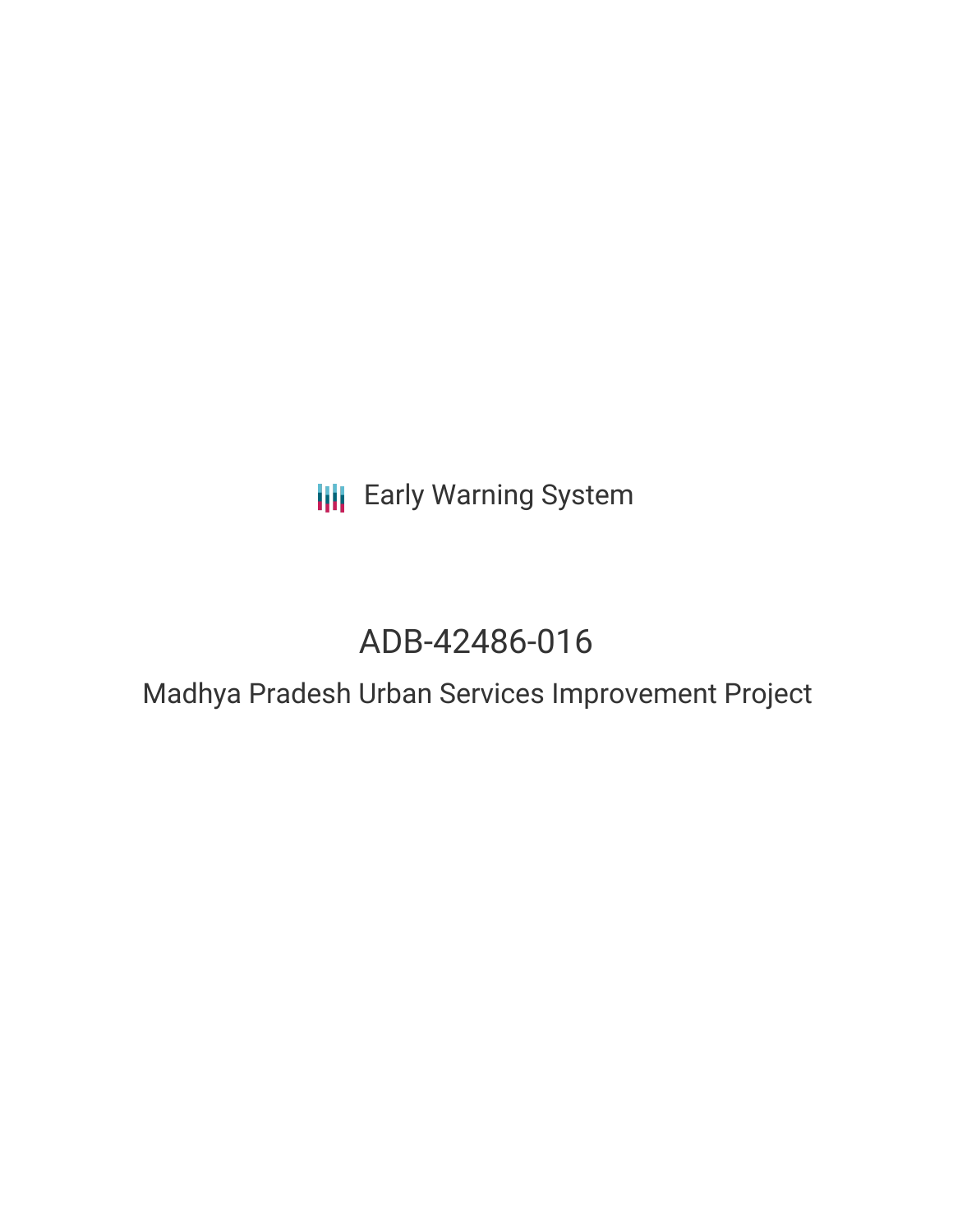Early Warning System

# ADB-42486-016

## Madhya Pradesh Urban Services Improvement Project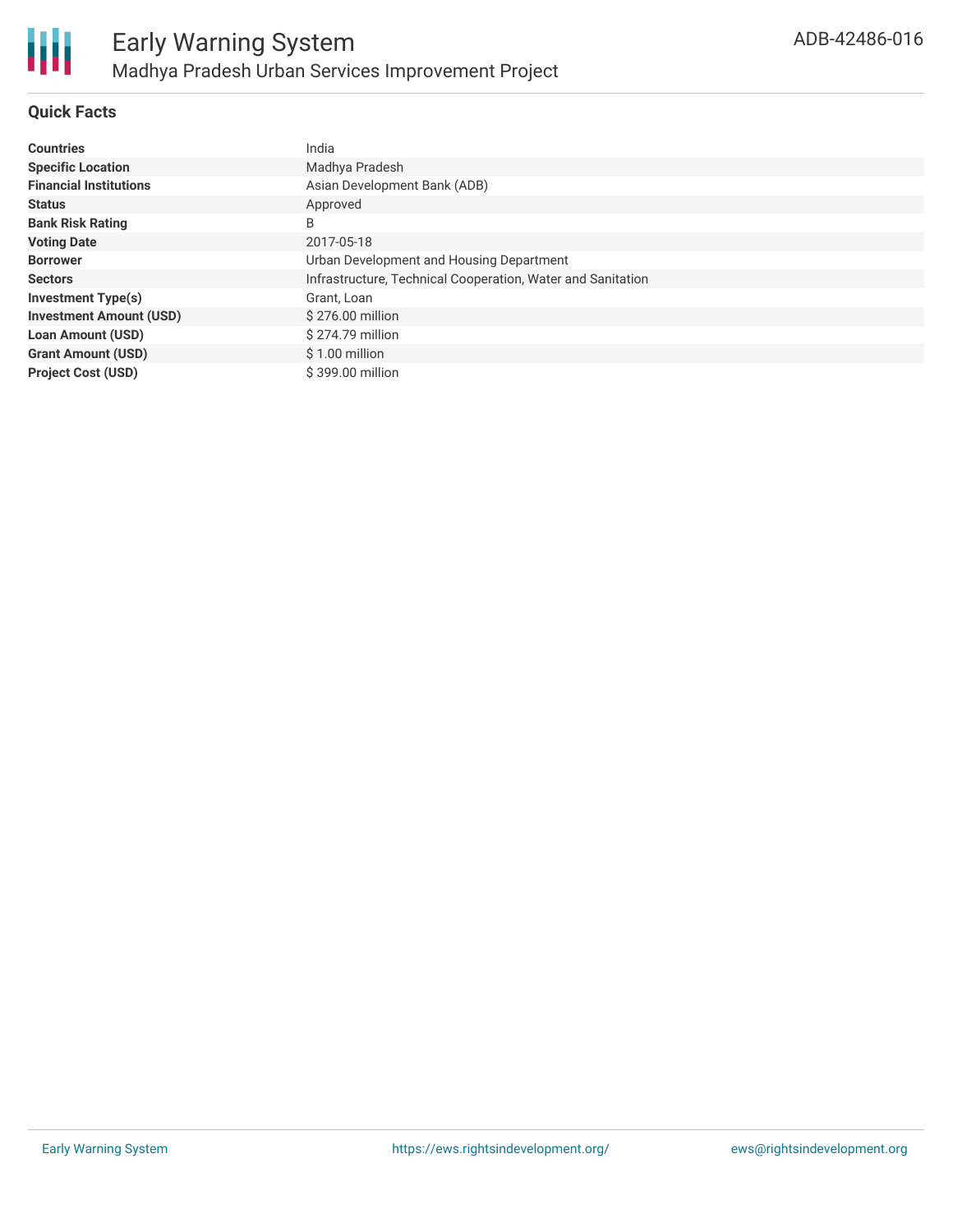# Early Warning System

## Madhya Pradesh Urban Services Improvement Project

ADB-42486-016

### Quick Facts

| | |
|---|---|
| **Countries** | India |
| **Specific Location** | Madhya Pradesh |
| **Financial Institutions** | Asian Development Bank (ADB) |
| **Status** | Approved |
| **Bank Risk Rating** | B |
| **Voting Date** | 2017-05-18 |
| **Borrower** | Urban Development and Housing Department |
| **Sectors** | Infrastructure, Technical Cooperation, Water and Sanitation |
| **Investment Type(s)** | Grant, Loan |
| **Investment Amount (USD)** | $ 276.00 million |
| **Loan Amount (USD)** | $ 274.79 million |
| **Grant Amount (USD)** | $ 1.00 million |
| **Project Cost (USD)** | $ 399.00 million |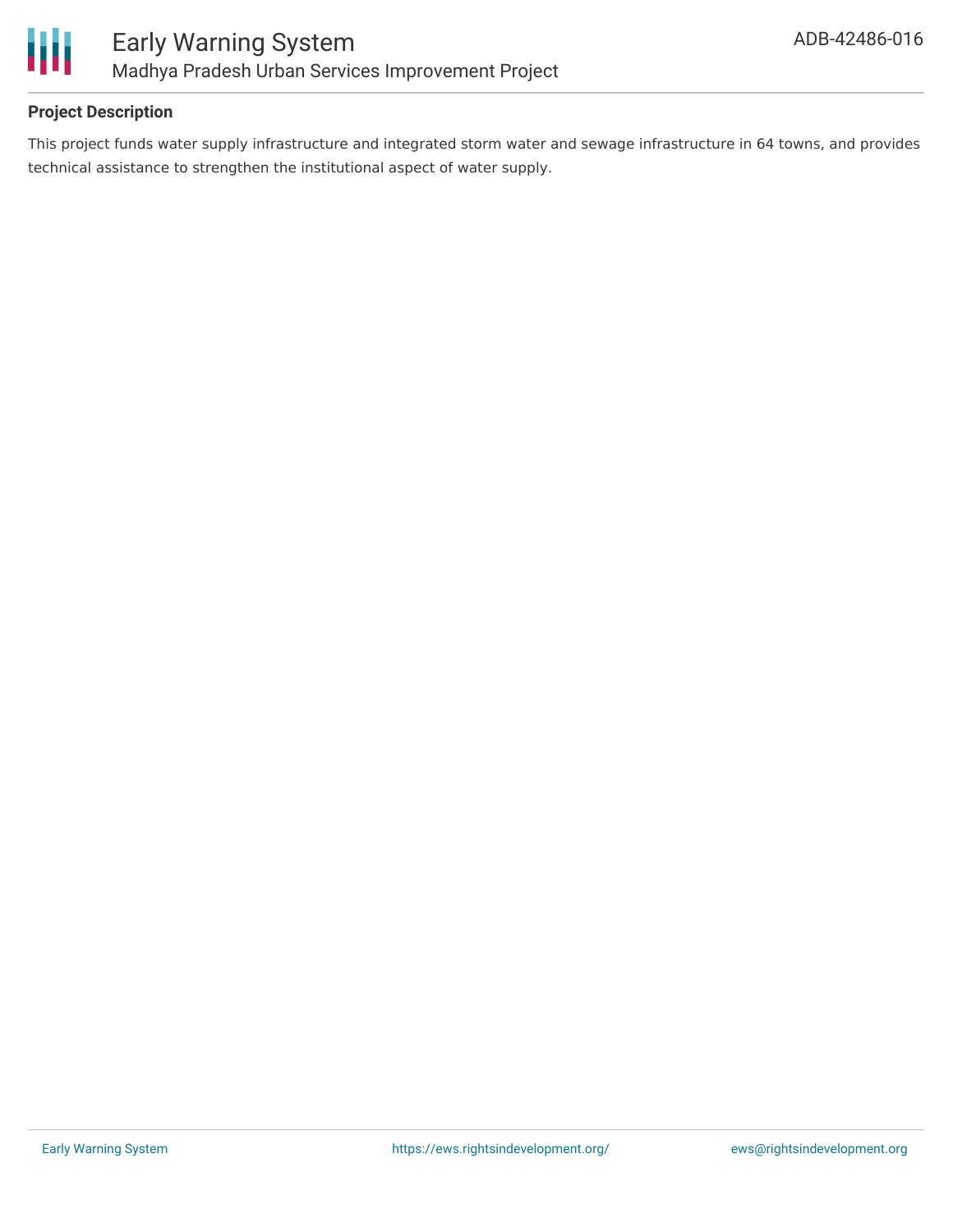## Project Description

This project funds water supply infrastructure and integrated storm water and sewage infrastructure in 64 towns, and provides technical assistance to strengthen the institutional aspect of water supply.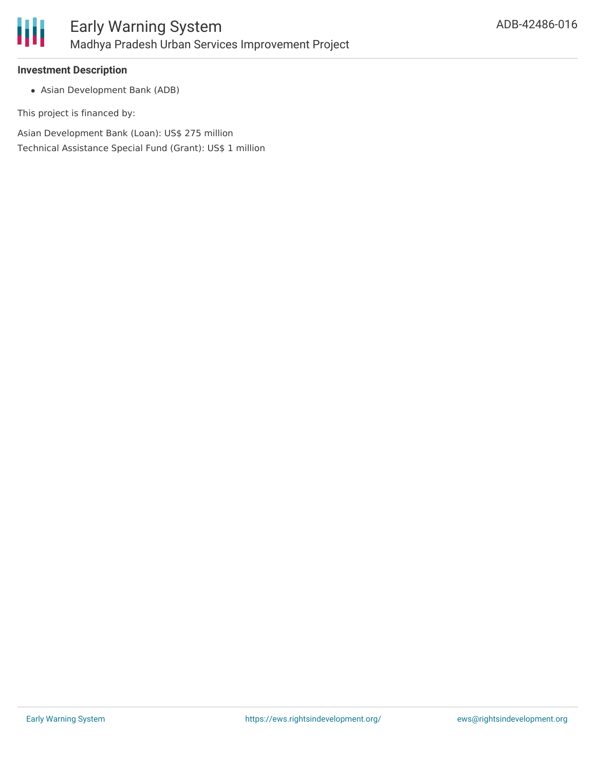**Investment Description**

- Asian Development Bank (ADB)

This project is financed by:

Asian Development Bank (Loan): US$ 275 million
Technical Assistance Special Fund (Grant): US$ 1 million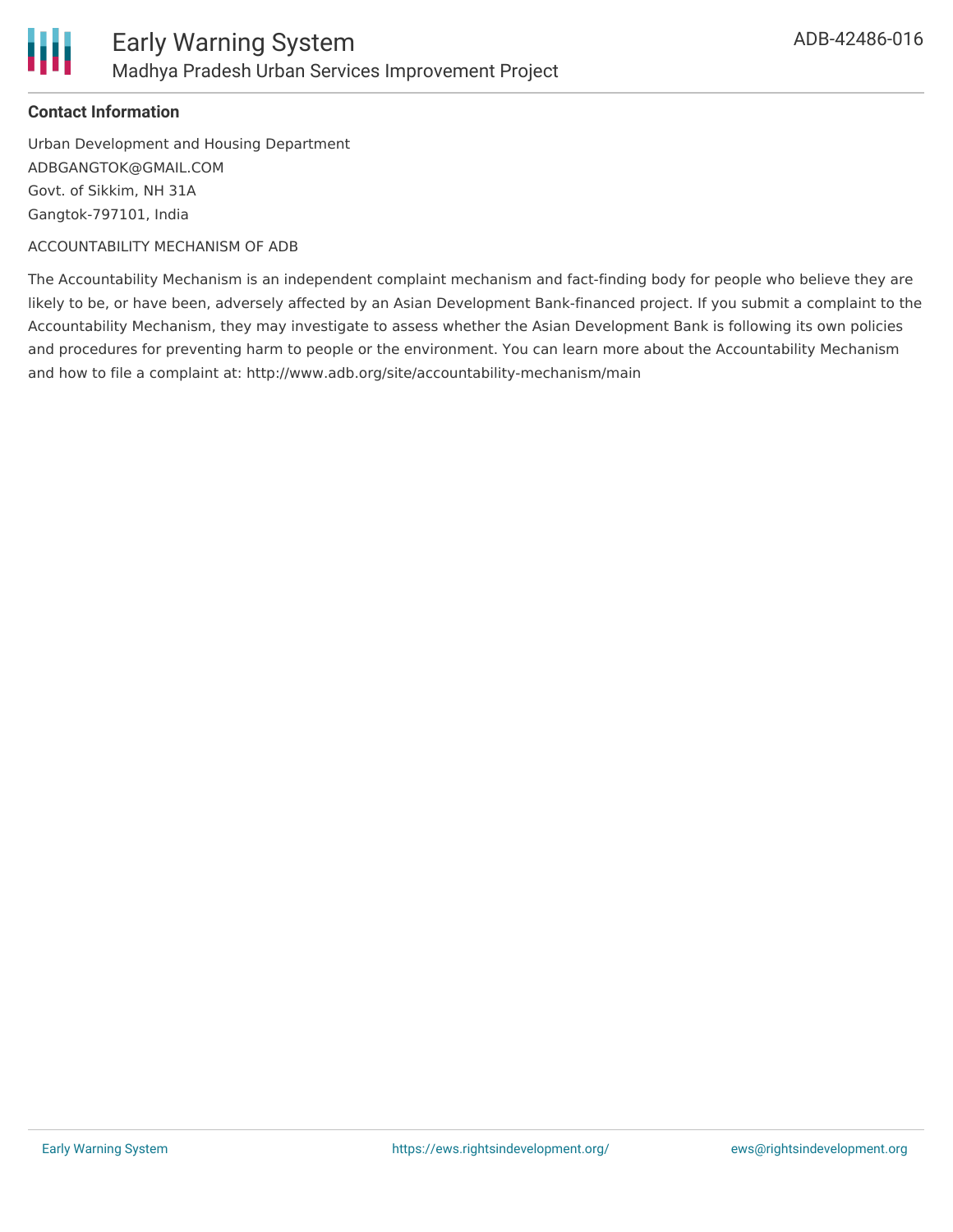**Contact Information**

Urban Development and Housing Department
ADBGANGTOK@GMAIL.COM
Govt. of Sikkim, NH 31A
Gangtok-797101, India

ACCOUNTABILITY MECHANISM OF ADB

The Accountability Mechanism is an independent complaint mechanism and fact-finding body for people who believe they are likely to be, or have been, adversely affected by an Asian Development Bank-financed project. If you submit a complaint to the Accountability Mechanism, they may investigate to assess whether the Asian Development Bank is following its own policies and procedures for preventing harm to people or the environment. You can learn more about the Accountability Mechanism and how to file a complaint at: http://www.adb.org/site/accountability-mechanism/main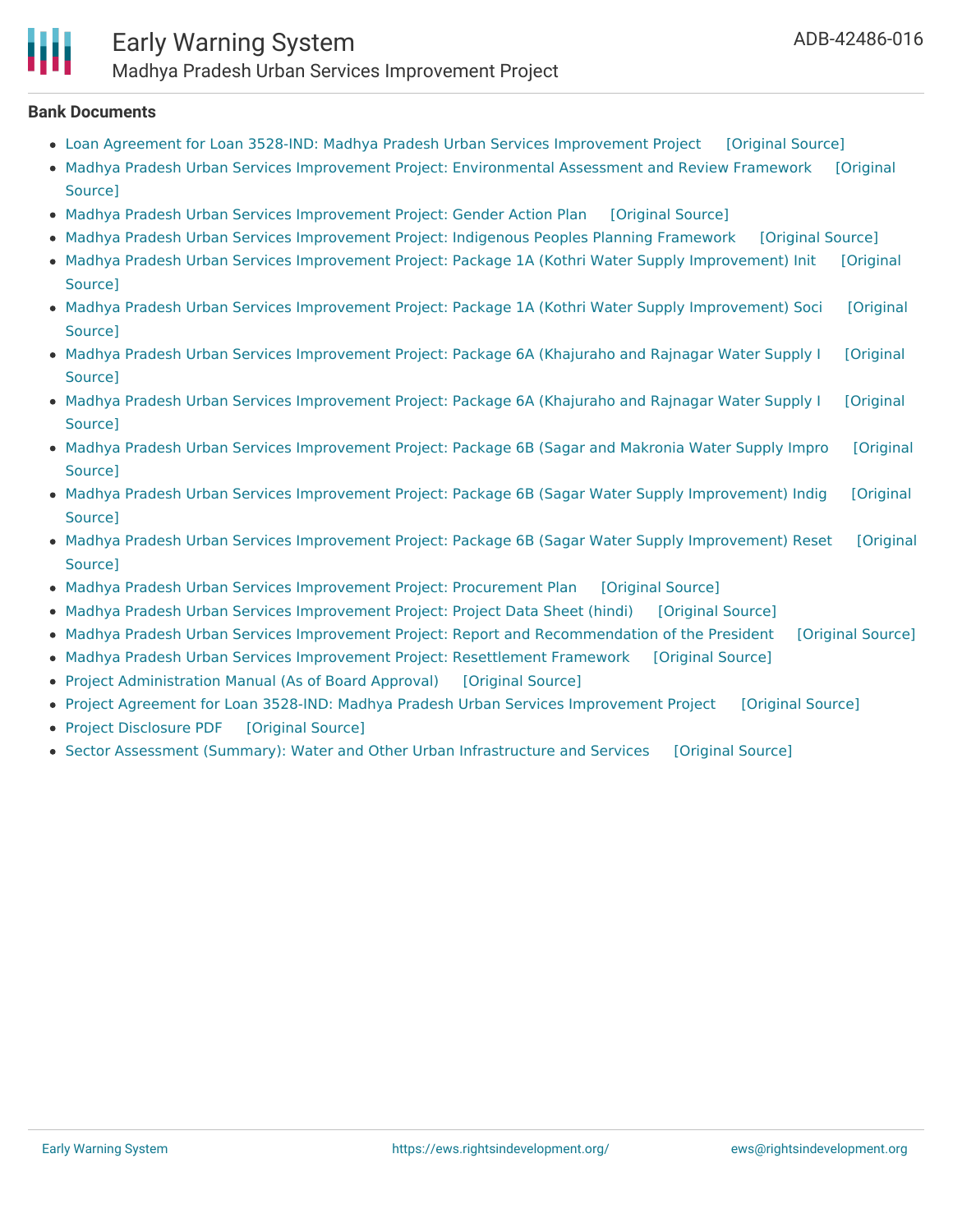## Bank Documents

- Loan Agreement for Loan 3528-IND: Madhya Pradesh Urban Services Improvement Project [Original Source]
- Madhya Pradesh Urban Services Improvement Project: Environmental Assessment and Review Framework [Original Source]
- Madhya Pradesh Urban Services Improvement Project: Gender Action Plan [Original Source]
- Madhya Pradesh Urban Services Improvement Project: Indigenous Peoples Planning Framework [Original Source]
- Madhya Pradesh Urban Services Improvement Project: Package 1A (Kothri Water Supply Improvement) Init [Original Source]
- Madhya Pradesh Urban Services Improvement Project: Package 1A (Kothri Water Supply Improvement) Soci [Original Source]
- Madhya Pradesh Urban Services Improvement Project: Package 6A (Khajuraho and Rajnagar Water Supply I [Original Source]
- Madhya Pradesh Urban Services Improvement Project: Package 6A (Khajuraho and Rajnagar Water Supply I [Original Source]
- Madhya Pradesh Urban Services Improvement Project: Package 6B (Sagar and Makronia Water Supply Impro [Original Source]
- Madhya Pradesh Urban Services Improvement Project: Package 6B (Sagar Water Supply Improvement) Indig [Original Source]
- Madhya Pradesh Urban Services Improvement Project: Package 6B (Sagar Water Supply Improvement) Reset [Original Source]
- Madhya Pradesh Urban Services Improvement Project: Procurement Plan [Original Source]
- Madhya Pradesh Urban Services Improvement Project: Project Data Sheet (hindi) [Original Source]
- Madhya Pradesh Urban Services Improvement Project: Report and Recommendation of the President [Original Source]
- Madhya Pradesh Urban Services Improvement Project: Resettlement Framework [Original Source]
- Project Administration Manual (As of Board Approval) [Original Source]
- Project Agreement for Loan 3528-IND: Madhya Pradesh Urban Services Improvement Project [Original Source]
- Project Disclosure PDF [Original Source]
- Sector Assessment (Summary): Water and Other Urban Infrastructure and Services [Original Source]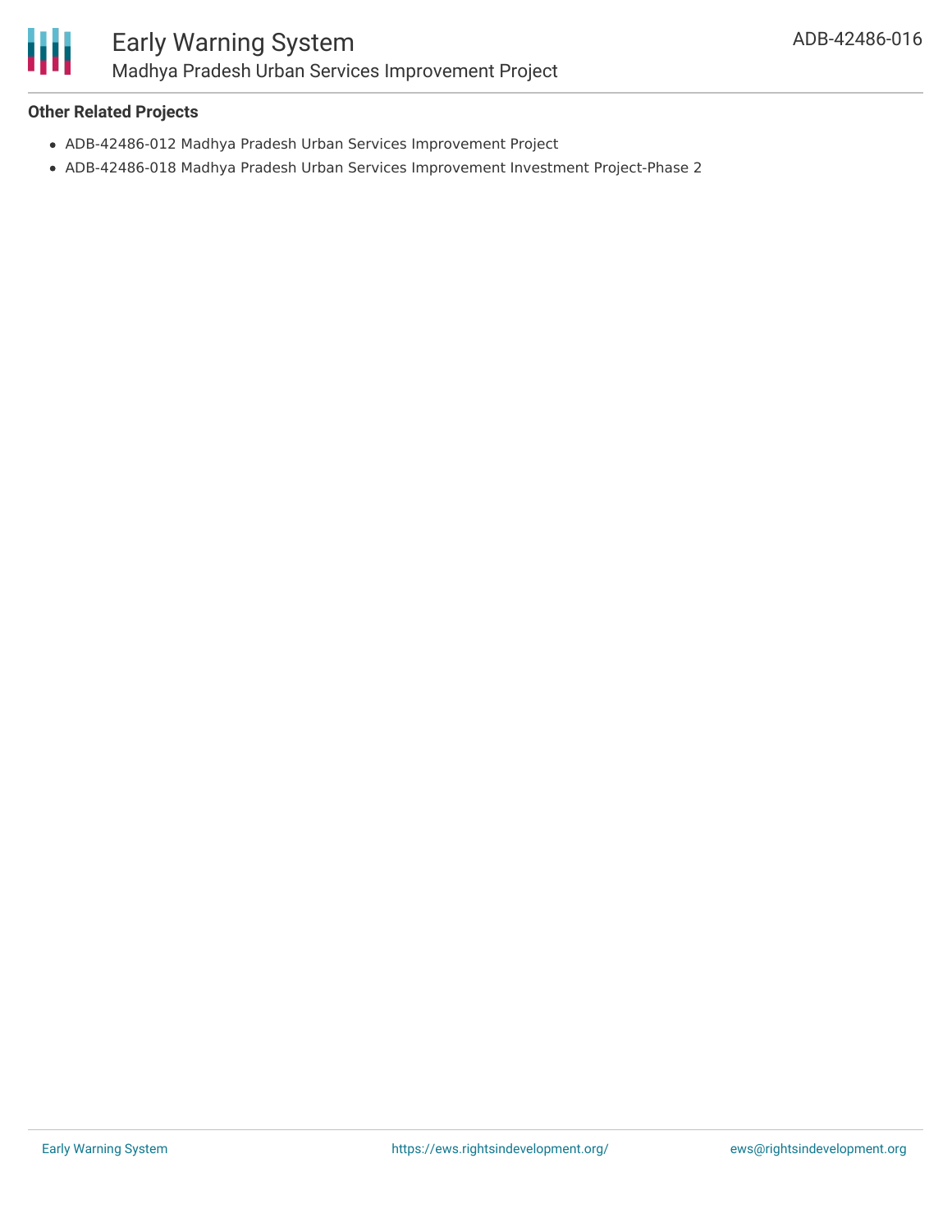### Other Related Projects

- ADB-42486-012 Madhya Pradesh Urban Services Improvement Project
- ADB-42486-018 Madhya Pradesh Urban Services Improvement Investment Project-Phase 2